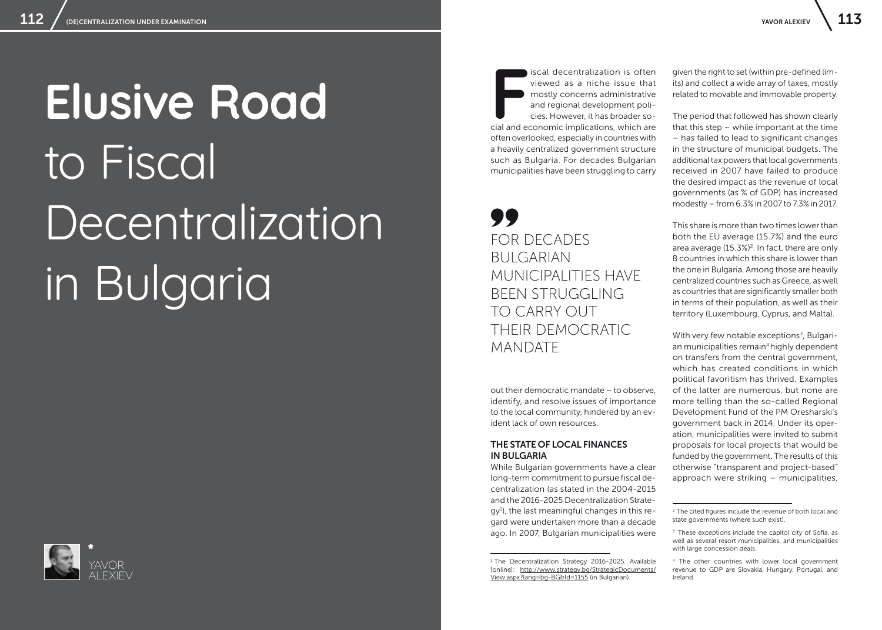# Elusive Road to Fiscal Decentralization in Bulgaria

YAVOR ALEXIEV

Fiscal decentralization is often viewed as a niche issue that mostly concerns administrative and regional development policies. However, it has broader social and economic implications, which are often overlooked, especially in countries with a heavily centralized government structure such as Bulgaria. For decades Bulgarian municipalities have been struggling to carry out their democratic mandate – to observe, identify, and resolve issues of importance to the local community, hindered by an evident lack of own resources.

> FOR DECADES BULGARIAN MUNICIPALITIES HAVE BEEN STRUGGLING TO CARRY OUT THEIR DEMOCRATIC MANDATE

### THE STATE OF LOCAL FINANCES IN BULGARIA

While Bulgarian governments have a clear long-term commitment to pursue fiscal decentralization (as stated in the 2004-2015 and the 2016-2025 Decentralization Strategy[1]), the last meaningful changes in this regard were undertaken more than a decade ago. In 2007, Bulgarian municipalities were given the right to set (within pre-defined limits) and collect a wide array of taxes, mostly related to movable and immovable property.

The period that followed has shown clearly that this step – while important at the time – has failed to lead to significant changes in the structure of municipal budgets. The additional tax powers that local governments received in 2007 have failed to produce the desired impact as the revenue of local governments (as % of GDP) has increased modestly – from 6.3% in 2007 to 7.3% in 2017.

This share is more than two times lower than both the EU average (15.7%) and the euro area average (15.3%)[2]. In fact, there are only 8 countries in which this share is lower than the one in Bulgaria. Among those are heavily centralized countries such as Greece, as well as countries that are significantly smaller both in terms of their population, as well as their territory (Luxembourg, Cyprus, and Malta).

With very few notable exceptions[3], Bulgarian municipalities remain[4] highly dependent on transfers from the central government, which has created conditions in which political favoritism has thrived. Examples of the latter are numerous, but none are more telling than the so-called Regional Development Fund of the PM Oresharski's government back in 2014. Under its operation, municipalities were invited to submit proposals for local projects that would be funded by the government. The results of this otherwise "transparent and project-based" approach were striking – municipalities,

---

[1] The Decentralization Strategy 2016-2025. Available [online]: http://www.strategy.bg/StrategicDocuments/View.aspx?lang=bg-BG&Id=1155 (in Bulgarian).

[2] The cited figures include the revenue of both local and state governments (where such exist).

[3] These exceptions include the capitol city of Sofia, as well as several resort municipalities, and municipalities with large concession deals.

[4] The other countries with lower local government revenue to GDP are Slovakia, Hungary, Portugal, and Ireland.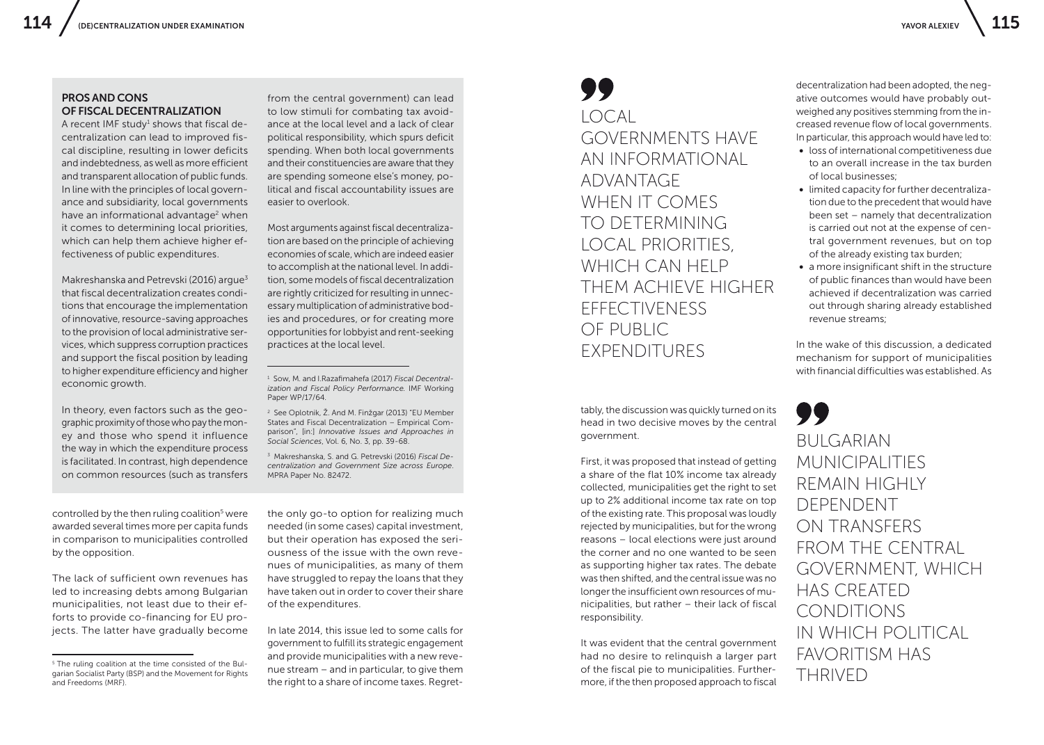## PROS AND CONS OF FISCAL DECENTRALIZATION

A recent IMF study[1] shows that fiscal decentralization can lead to improved fiscal discipline, resulting in lower deficits and indebtedness, as well as more efficient and transparent allocation of public funds. In line with the principles of local governance and subsidiarity, local governments have an informational advantage[2] when it comes to determining local priorities, which can help them achieve higher effectiveness of public expenditures.

Makreshanska and Petrevski (2016) argue[3] that fiscal decentralization creates conditions that encourage the implementation of innovative, resource-saving approaches to the provision of local administrative services, which suppress corruption practices and support the fiscal position by leading to higher expenditure efficiency and higher economic growth.

In theory, even factors such as the geographic proximity of those who pay the money and those who spend it influence the way in which the expenditure process is facilitated. In contrast, high dependence on common resources (such as transfers from the central government) can lead to low stimuli for combating tax avoidance at the local level and a lack of clear political responsibility, which spurs deficit spending. When both local governments and their constituencies are aware that they are spending someone else's money, political and fiscal accountability issues are easier to overlook.

Most arguments against fiscal decentralization are based on the principle of achieving economies of scale, which are indeed easier to accomplish at the national level. In addition, some models of fiscal decentralization are rightly criticized for resulting in unnecessary multiplication of administrative bodies and procedures, or for creating more opportunities for lobbyist and rent-seeking practices at the local level.

[1] Sow, M. and I.Razafimahefa (2017) *Fiscal Decentralization and Fiscal Policy Performance*. IMF Working Paper WP/17/64.

[2] See Oplotnik, Ž. And M. Finžgar (2013) "EU Member States and Fiscal Decentralization – Empirical Comparison", [in:] *Innovative Issues and Approaches in Social Sciences*, Vol. 6, No. 3, pp. 39-68.

[3] Makreshanska, S. and G. Petrevski (2016) *Fiscal Decentralization and Government Size across Europe*. MPRA Paper No. 82472.

controlled by the then ruling coalition[5] were awarded several times more per capita funds in comparison to municipalities controlled by the opposition.

The lack of sufficient own revenues has led to increasing debts among Bulgarian municipalities, not least due to their efforts to provide co-financing for EU projects. The latter have gradually become the only go-to option for realizing much needed (in some cases) capital investment, but their operation has exposed the seriousness of the issue with the own revenues of municipalities, as many of them have struggled to repay the loans that they have taken out in order to cover their share of the expenditures.

In late 2014, this issue led to some calls for government to fulfill its strategic engagement and provide municipalities with a new revenue stream – and in particular, to give them the right to a share of income taxes. Regrettably, the discussion was quickly turned on its head in two decisive moves by the central government.

[5] The ruling coalition at the time consisted of the Bulgarian Socialist Party (BSP) and the Movement for Rights and Freedoms (MRF).

> LOCAL GOVERNMENTS HAVE AN INFORMATIONAL ADVANTAGE WHEN IT COMES TO DETERMINING LOCAL PRIORITIES, WHICH CAN HELP THEM ACHIEVE HIGHER EFFECTIVENESS OF PUBLIC EXPENDITURES

First, it was proposed that instead of getting a share of the flat 10% income tax already collected, municipalities get the right to set up to 2% additional income tax rate on top of the existing rate. This proposal was loudly rejected by municipalities, but for the wrong reasons – local elections were just around the corner and no one wanted to be seen as supporting higher tax rates. The debate was then shifted, and the central issue was no longer the insufficient own resources of municipalities, but rather – their lack of fiscal responsibility.

It was evident that the central government had no desire to relinquish a larger part of the fiscal pie to municipalities. Furthermore, if the then proposed approach to fiscal decentralization had been adopted, the negative outcomes would have probably outweighed any positives stemming from the increased revenue flow of local governments. In particular, this approach would have led to:

- loss of international competitiveness due to an overall increase in the tax burden of local businesses;
- limited capacity for further decentralization due to the precedent that would have been set – namely that decentralization is carried out not at the expense of central government revenues, but on top of the already existing tax burden;
- a more insignificant shift in the structure of public finances than would have been achieved if decentralization was carried out through sharing already established revenue streams;

In the wake of this discussion, a dedicated mechanism for support of municipalities with financial difficulties was established. As

> BULGARIAN MUNICIPALITIES REMAIN HIGHLY DEPENDENT ON TRANSFERS FROM THE CENTRAL GOVERNMENT, WHICH HAS CREATED CONDITIONS IN WHICH POLITICAL FAVORITISM HAS THRIVED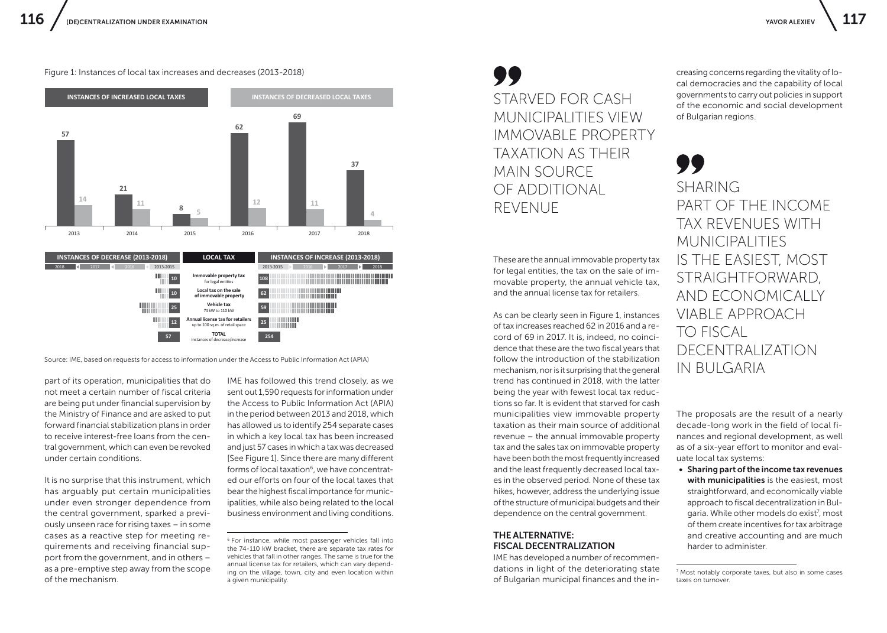Figure 1: Instances of local tax increases and decreases (2013-2018)

| Year | Instances of increased local taxes | Instances of decreased local taxes |
| --- | --- | --- |
| 2013 | 57 | 14 |
| 2014 | 21 | 11 |
| 2015 | 8 | 5 |
| 2016 | 62 | 12 |
| 2017 | 69 | 11 |
| 2018 | 37 | 4 |

| Instances of decrease (2013-2018) | Local tax | Instances of increase (2013-2018) |
| --- | --- | --- |
| 10 | Immovable property tax for legal entities | 108 |
| 10 | Local tax on the sale of immovable property | 62 |
| 25 | Vehicle tax 74 kW to 110 kW | 59 |
| 12 | Annual license tax for retailers up to 100 sq.m. of retail space | 25 |
| 57 | TOTAL instances of decrease/increase | 254 |

Source: IME, based on requests for access to information under the Access to Public Information Act (APIA)

part of its operation, municipalities that do not meet a certain number of fiscal criteria are being put under financial supervision by the Ministry of Finance and are asked to put forward financial stabilization plans in order to receive interest-free loans from the central government, which can even be revoked under certain conditions.

It is no surprise that this instrument, which has arguably put certain municipalities under even stronger dependence from the central government, sparked a previously unseen race for rising taxes – in some cases as a reactive step for meeting requirements and receiving financial support from the government, and in others – as a pre-emptive step away from the scope of the mechanism.

IME has followed this trend closely, as we sent out 1,590 requests for information under the Access to Public Information Act (APIA) in the period between 2013 and 2018, which has allowed us to identify 254 separate cases in which a key local tax has been increased and just 57 cases in which a tax was decreased [See Figure 1]. Since there are many different forms of local taxation[6], we have concentrated our efforts on four of the local taxes that bear the highest fiscal importance for municipalities, while also being related to the local business environment and living conditions.

[6] For instance, while most passenger vehicles fall into the 74-110 kW bracket, there are separate tax rates for vehicles that fall in other ranges. The same is true for the annual license tax for retailers, which can vary depending on the village, town, city and even location within a given municipality.

> STARVED FOR CASH MUNICIPALITIES VIEW IMMOVABLE PROPERTY TAXATION AS THEIR MAIN SOURCE OF ADDITIONAL REVENUE

These are the annual immovable property tax for legal entities, the tax on the sale of immovable property, the annual vehicle tax, and the annual license tax for retailers.

As can be clearly seen in Figure 1, instances of tax increases reached 62 in 2016 and a record of 69 in 2017. It is, indeed, no coincidence that these are the two fiscal years that follow the introduction of the stabilization mechanism, nor is it surprising that the general trend has continued in 2018, with the latter being the year with fewest local tax reductions so far. It is evident that starved for cash municipalities view immovable property taxation as their main source of additional revenue – the annual immovable property tax and the sales tax on immovable property have been both the most frequently increased and the least frequently decreased local taxes in the observed period. None of these tax hikes, however, address the underlying issue of the structure of municipal budgets and their dependence on the central government.

### THE ALTERNATIVE: FISCAL DECENTRALIZATION

IME has developed a number of recommendations in light of the deteriorating state of Bulgarian municipal finances and the increasing concerns regarding the vitality of local democracies and the capability of local governments to carry out policies in support of the economic and social development of Bulgarian regions.

> SHARING PART OF THE INCOME TAX REVENUES WITH MUNICIPALITIES IS THE EASIEST, MOST STRAIGHTFORWARD, AND ECONOMICALLY VIABLE APPROACH TO FISCAL DECENTRALIZATION IN BULGARIA

The proposals are the result of a nearly decade-long work in the field of local finances and regional development, as well as of a six-year effort to monitor and evaluate local tax systems:

- **Sharing part of the income tax revenues with municipalities** is the easiest, most straightforward, and economically viable approach to fiscal decentralization in Bulgaria. While other models do exist[7], most of them create incentives for tax arbitrage and creative accounting and are much harder to administer.

[7] Most notably corporate taxes, but also in some cases taxes on turnover.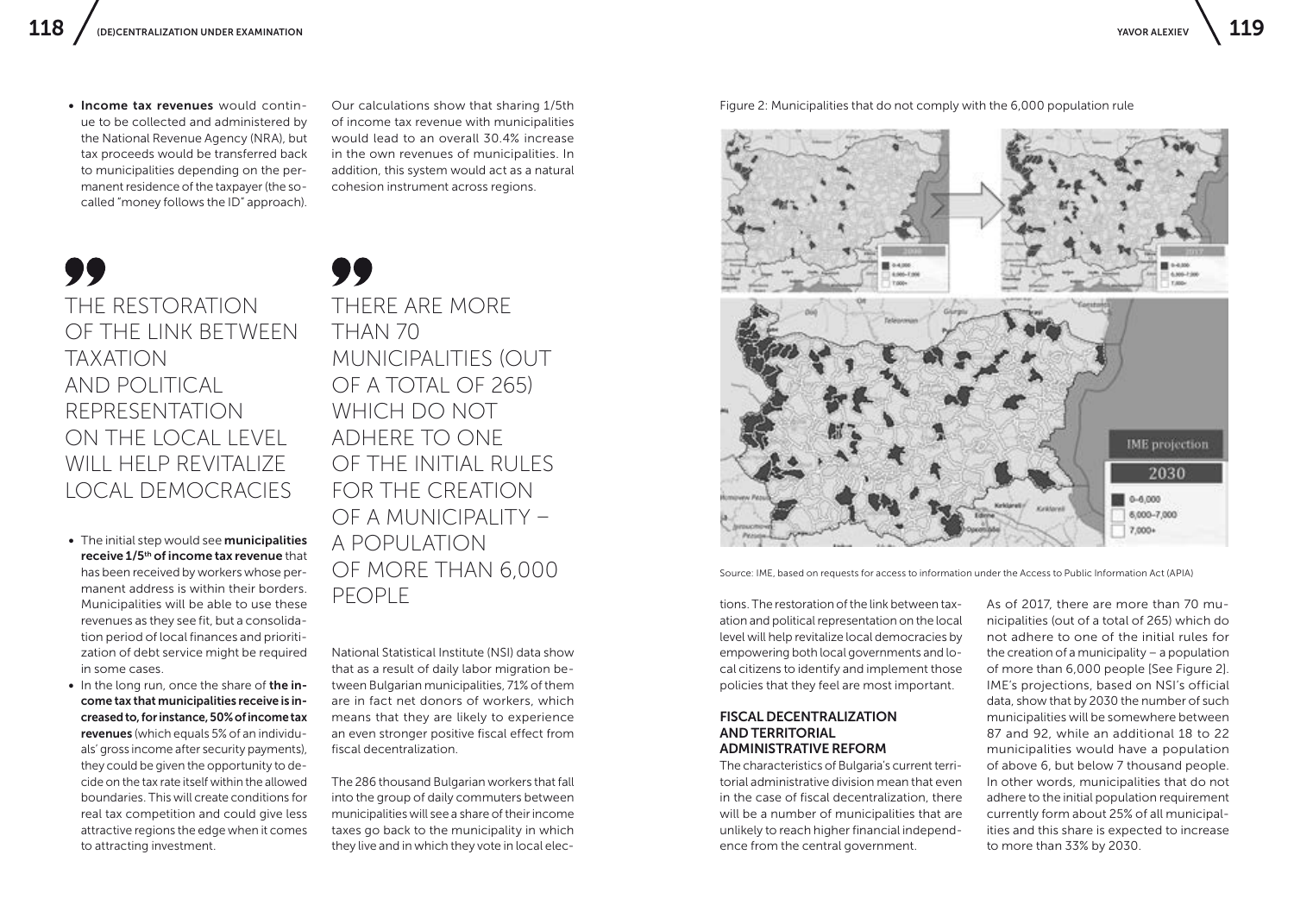- **Income tax revenues** would continue to be collected and administered by the National Revenue Agency (NRA), but tax proceeds would be transferred back to municipalities depending on the permanent residence of the taxpayer (the so-called "money follows the ID" approach).

Our calculations show that sharing 1/5th of income tax revenue with municipalities would lead to an overall 30.4% increase in the own revenues of municipalities. In addition, this system would act as a natural cohesion instrument across regions.

> THE RESTORATION OF THE LINK BETWEEN TAXATION AND POLITICAL REPRESENTATION ON THE LOCAL LEVEL WILL HELP REVITALIZE LOCAL DEMOCRACIES

> THERE ARE MORE THAN 70 MUNICIPALITIES (OUT OF A TOTAL OF 265) WHICH DO NOT ADHERE TO ONE OF THE INITIAL RULES FOR THE CREATION OF A MUNICIPALITY – A POPULATION OF MORE THAN 6,000 PEOPLE

- The initial step would see **municipalities receive 1/5th of income tax revenue** that has been received by workers whose permanent address is within their borders. Municipalities will be able to use these revenues as they see fit, but a consolidation period of local finances and prioritization of debt service might be required in some cases.
- In the long run, once the share of **the income tax that municipalities receive is increased to, for instance, 50% of income tax revenues** (which equals 5% of an individuals' gross income after security payments), they could be given the opportunity to decide on the tax rate itself within the allowed boundaries. This will create conditions for real tax competition and could give less attractive regions the edge when it comes to attracting investment.

National Statistical Institute (NSI) data show that as a result of daily labor migration between Bulgarian municipalities, 71% of them are in fact net donors of workers, which means that they are likely to experience an even stronger positive fiscal effect from fiscal decentralization.

The 286 thousand Bulgarian workers that fall into the group of daily commuters between municipalities will see a share of their income taxes go back to the municipality in which they live and in which they vote in local elections. The restoration of the link between taxation and political representation on the local level will help revitalize local democracies by empowering both local governments and local citizens to identify and implement those policies that they feel are most important.

Figure 2: Municipalities that do not comply with the 6,000 population rule

Source: IME, based on requests for access to information under the Access to Public Information Act (APIA)

### FISCAL DECENTRALIZATION AND TERRITORIAL ADMINISTRATIVE REFORM

The characteristics of Bulgaria's current territorial administrative division mean that even in the case of fiscal decentralization, there will be a number of municipalities that are unlikely to reach higher financial independence from the central government.

As of 2017, there are more than 70 municipalities (out of a total of 265) which do not adhere to one of the initial rules for the creation of a municipality – a population of more than 6,000 people [See Figure 2]. IME's projections, based on NSI's official data, show that by 2030 the number of such municipalities will be somewhere between 87 and 92, while an additional 18 to 22 municipalities would have a population of above 6, but below 7 thousand people. In other words, municipalities that do not adhere to the initial population requirement currently form about 25% of all municipalities and this share is expected to increase to more than 33% by 2030.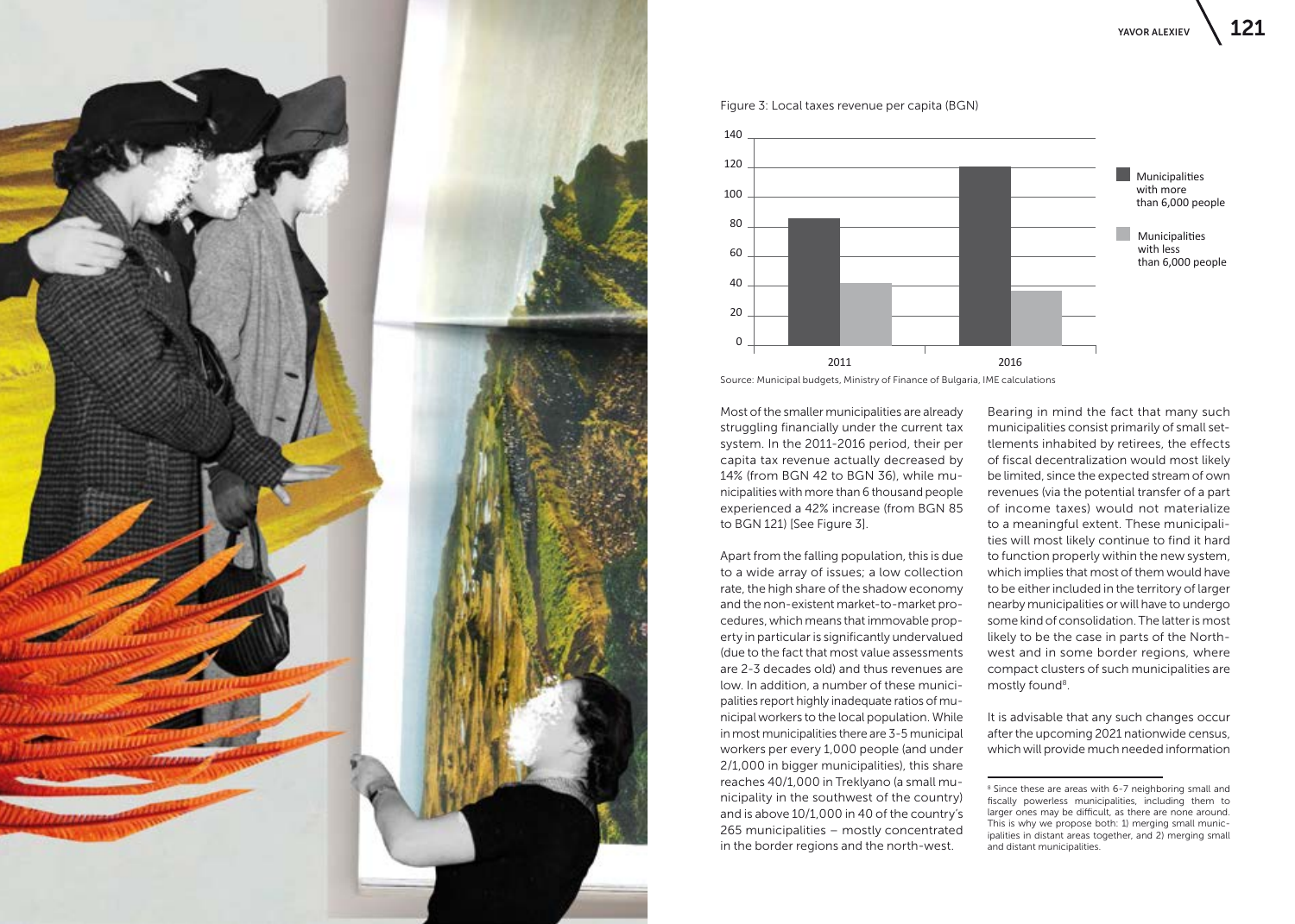Figure 3: Local taxes revenue per capita (BGN)

Source: Municipal budgets, Ministry of Finance of Bulgaria, IME calculations

Most of the smaller municipalities are already struggling financially under the current tax system. In the 2011-2016 period, their per capita tax revenue actually decreased by 14% (from BGN 42 to BGN 36), while municipalities with more than 6 thousand people experienced a 42% increase (from BGN 85 to BGN 121) [See Figure 3].

Apart from the falling population, this is due to a wide array of issues; a low collection rate, the high share of the shadow economy and the non-existent market-to-market procedures, which means that immovable property in particular is significantly undervalued (due to the fact that most value assessments are 2-3 decades old) and thus revenues are low. In addition, a number of these municipalities report highly inadequate ratios of municipal workers to the local population. While in most municipalities there are 3-5 municipal workers per every 1,000 people (and under 2/1,000 in bigger municipalities), this share reaches 40/1,000 in Treklyano (a small municipality in the southwest of the country) and is above 10/1,000 in 40 of the country's 265 municipalities – mostly concentrated in the border regions and the north-west.

Bearing in mind the fact that many such municipalities consist primarily of small settlements inhabited by retirees, the effects of fiscal decentralization would most likely be limited, since the expected stream of own revenues (via the potential transfer of a part of income taxes) would not materialize to a meaningful extent. These municipalities will most likely continue to find it hard to function properly within the new system, which implies that most of them would have to be either included in the territory of larger nearby municipalities or will have to undergo some kind of consolidation. The latter is most likely to be the case in parts of the Northwest and in some border regions, where compact clusters of such municipalities are mostly found[8].

It is advisable that any such changes occur after the upcoming 2021 nationwide census, which will provide much needed information

[8] Since these are areas with 6-7 neighboring small and fiscally powerless municipalities, including them to larger ones may be difficult, as there are none around. This is why we propose both: 1) merging small municipalities in distant areas together, and 2) merging small and distant municipalities.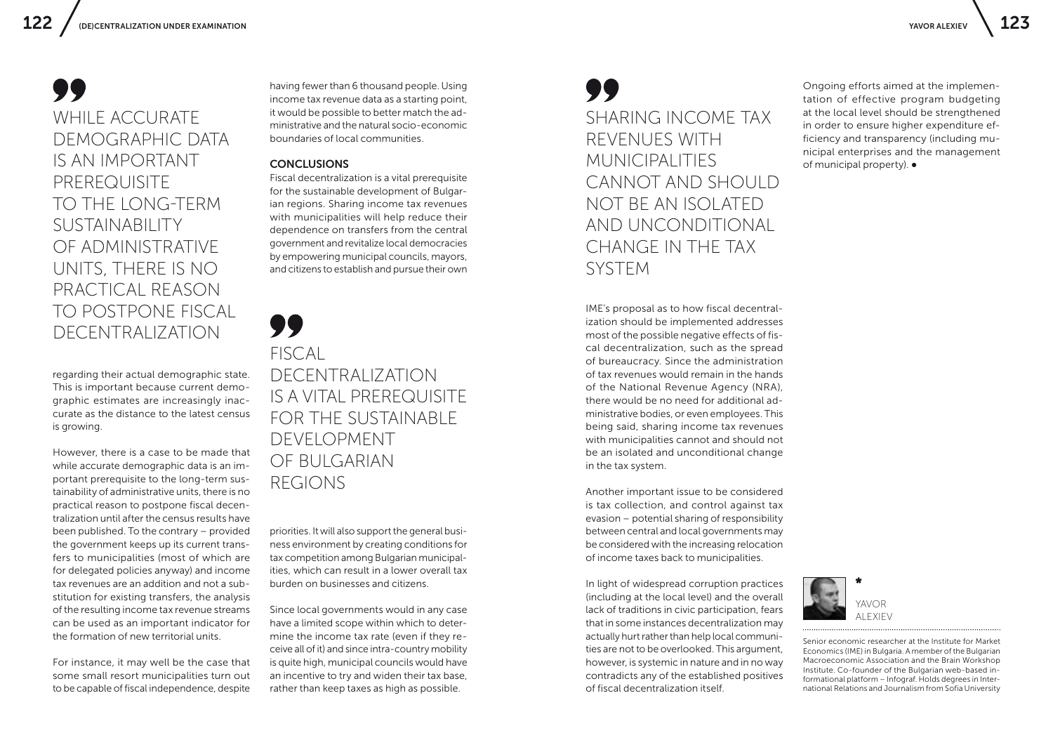> WHILE ACCURATE DEMOGRAPHIC DATA IS AN IMPORTANT PREREQUISITE TO THE LONG-TERM SUSTAINABILITY OF ADMINISTRATIVE UNITS, THERE IS NO PRACTICAL REASON TO POSTPONE FISCAL DECENTRALIZATION

regarding their actual demographic state. This is important because current demographic estimates are increasingly inaccurate as the distance to the latest census is growing.

However, there is a case to be made that while accurate demographic data is an important prerequisite to the long-term sustainability of administrative units, there is no practical reason to postpone fiscal decentralization until after the census results have been published. To the contrary – provided the government keeps up its current transfers to municipalities (most of which are for delegated policies anyway) and income tax revenues are an addition and not a substitution for existing transfers, the analysis of the resulting income tax revenue streams can be used as an important indicator for the formation of new territorial units.

For instance, it may well be the case that some small resort municipalities turn out to be capable of fiscal independence, despite having fewer than 6 thousand people. Using income tax revenue data as a starting point, it would be possible to better match the administrative and the natural socio-economic boundaries of local communities.

## CONCLUSIONS

Fiscal decentralization is a vital prerequisite for the sustainable development of Bulgarian regions. Sharing income tax revenues with municipalities will help reduce their dependence on transfers from the central government and revitalize local democracies by empowering municipal councils, mayors, and citizens to establish and pursue their own priorities. It will also support the general business environment by creating conditions for tax competition among Bulgarian municipalities, which can result in a lower overall tax burden on businesses and citizens.

> FISCAL DECENTRALIZATION IS A VITAL PREREQUISITE FOR THE SUSTAINABLE DEVELOPMENT OF BULGARIAN REGIONS

Since local governments would in any case have a limited scope within which to determine the income tax rate (even if they receive all of it) and since intra-country mobility is quite high, municipal councils would have an incentive to try and widen their tax base, rather than keep taxes as high as possible.

> SHARING INCOME TAX REVENUES WITH MUNICIPALITIES CANNOT AND SHOULD NOT BE AN ISOLATED AND UNCONDITIONAL CHANGE IN THE TAX SYSTEM

IME's proposal as to how fiscal decentralization should be implemented addresses most of the possible negative effects of fiscal decentralization, such as the spread of bureaucracy. Since the administration of tax revenues would remain in the hands of the National Revenue Agency (NRA), there would be no need for additional administrative bodies, or even employees. This being said, sharing income tax revenues with municipalities cannot and should not be an isolated and unconditional change in the tax system.

Another important issue to be considered is tax collection, and control against tax evasion – potential sharing of responsibility between central and local governments may be considered with the increasing relocation of income taxes back to municipalities.

In light of widespread corruption practices (including at the local level) and the overall lack of traditions in civic participation, fears that in some instances decentralization may actually hurt rather than help local communities are not to be overlooked. This argument, however, is systemic in nature and in no way contradicts any of the established positives of fiscal decentralization itself.

Ongoing efforts aimed at the implementation of effective program budgeting at the local level should be strengthened in order to ensure higher expenditure efficiency and transparency (including municipal enterprises and the management of municipal property). ●

**YAVOR ALEXIEV**

Senior economic researcher at the Institute for Market Economics (IME) in Bulgaria. A member of the Bulgarian Macroeconomic Association and the Brain Workshop Institute. Co-founder of the Bulgarian web-based informational platform – Infograf. Holds degrees in International Relations and Journalism from Sofia University